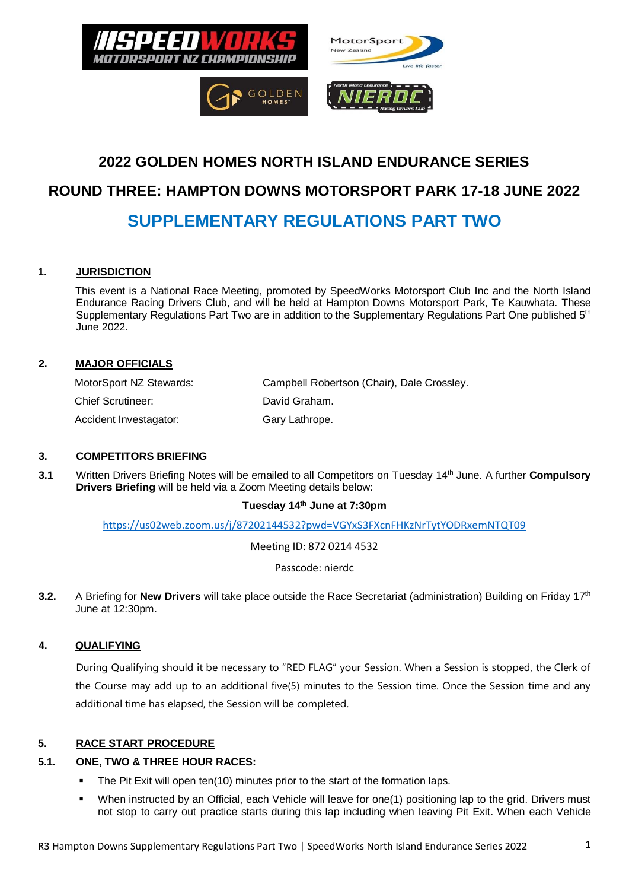# 2022 GOLDEN HOMES NORTH ISLAND ENDURANCE SERIES

# ROUND THREE: HAMPTON DOWNS MOTORSPORT PARK 17-18 JUNE 2022

# SUPPLEMENTARY REGULATIONS PART TWO

## 1. JURISDICTION

This event is a National Race Meeting, promoted by SpeedWorks Motorsport Club Inc and the North Island Endurance Racing Drivers Club, and will be held at Hampton Downs Motorsport Park, Te Kauwhata. These Supplementary Regulations Part Two are in addition to the Supplementary Regulations Part One published 5th June 2022.

## 2. MAJOR OFFICIALS

| | |
|---|---|
| MotorSport NZ Stewards: | Campbell Robertson (Chair), Dale Crossley. |
| Chief Scrutineer: | David Graham. |
| Accident Investagator: | Gary Lathrope. |

## 3. COMPETITORS BRIEFING

**3.1** Written Drivers Briefing Notes will be emailed to all Competitors on Tuesday 14th June. A further **Compulsory Drivers Briefing** will be held via a Zoom Meeting details below:

**Tuesday 14th June at 7:30pm**

https://us02web.zoom.us/j/87202144532?pwd=VGYxS3FXcnFHKzNrTytYODRxemNTQT09

Meeting ID: 872 0214 4532

Passcode: nierdc

**3.2.** A Briefing for **New Drivers** will take place outside the Race Secretariat (administration) Building on Friday 17th June at 12:30pm.

## 4. QUALIFYING

During Qualifying should it be necessary to "RED FLAG" your Session. When a Session is stopped, the Clerk of the Course may add up to an additional five(5) minutes to the Session time. Once the Session time and any additional time has elapsed, the Session will be completed.

## 5. RACE START PROCEDURE

### 5.1. ONE, TWO & THREE HOUR RACES:

- The Pit Exit will open ten(10) minutes prior to the start of the formation laps.
- When instructed by an Official, each Vehicle will leave for one(1) positioning lap to the grid. Drivers must not stop to carry out practice starts during this lap including when leaving Pit Exit. When each Vehicle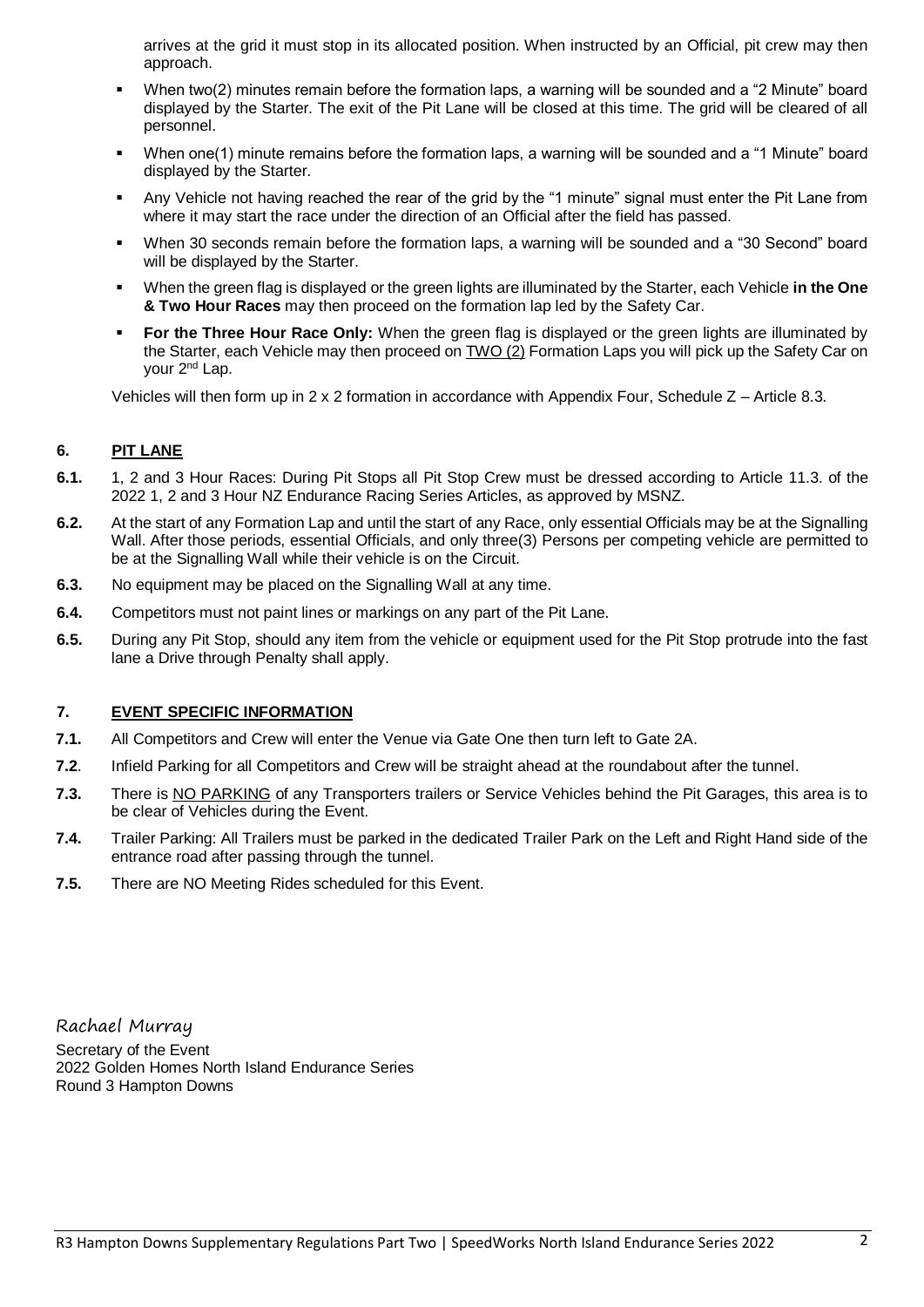arrives at the grid it must stop in its allocated position. When instructed by an Official, pit crew may then approach.

- When two(2) minutes remain before the formation laps, a warning will be sounded and a "2 Minute" board displayed by the Starter. The exit of the Pit Lane will be closed at this time. The grid will be cleared of all personnel.
- When one(1) minute remains before the formation laps, a warning will be sounded and a "1 Minute" board displayed by the Starter.
- Any Vehicle not having reached the rear of the grid by the "1 minute" signal must enter the Pit Lane from where it may start the race under the direction of an Official after the field has passed.
- When 30 seconds remain before the formation laps, a warning will be sounded and a "30 Second" board will be displayed by the Starter.
- When the green flag is displayed or the green lights are illuminated by the Starter, each Vehicle **in the One & Two Hour Races** may then proceed on the formation lap led by the Safety Car.
- **For the Three Hour Race Only:** When the green flag is displayed or the green lights are illuminated by the Starter, each Vehicle may then proceed on <u>TWO (2)</u> Formation Laps you will pick up the Safety Car on your 2nd Lap.

Vehicles will then form up in 2 x 2 formation in accordance with Appendix Four, Schedule Z – Article 8.3.

## 6. PIT LANE

**6.1.** 1, 2 and 3 Hour Races: During Pit Stops all Pit Stop Crew must be dressed according to Article 11.3. of the 2022 1, 2 and 3 Hour NZ Endurance Racing Series Articles, as approved by MSNZ.

**6.2.** At the start of any Formation Lap and until the start of any Race, only essential Officials may be at the Signalling Wall. After those periods, essential Officials, and only three(3) Persons per competing vehicle are permitted to be at the Signalling Wall while their vehicle is on the Circuit.

**6.3.** No equipment may be placed on the Signalling Wall at any time.

**6.4.** Competitors must not paint lines or markings on any part of the Pit Lane.

**6.5.** During any Pit Stop, should any item from the vehicle or equipment used for the Pit Stop protrude into the fast lane a Drive through Penalty shall apply.

## 7. EVENT SPECIFIC INFORMATION

**7.1.** All Competitors and Crew will enter the Venue via Gate One then turn left to Gate 2A.

**7.2**. Infield Parking for all Competitors and Crew will be straight ahead at the roundabout after the tunnel.

**7.3.** There is <u>NO PARKING</u> of any Transporters trailers or Service Vehicles behind the Pit Garages, this area is to be clear of Vehicles during the Event.

**7.4.** Trailer Parking: All Trailers must be parked in the dedicated Trailer Park on the Left and Right Hand side of the entrance road after passing through the tunnel.

**7.5.** There are NO Meeting Rides scheduled for this Event.

Rachael Murray
Secretary of the Event
2022 Golden Homes North Island Endurance Series
Round 3 Hampton Downs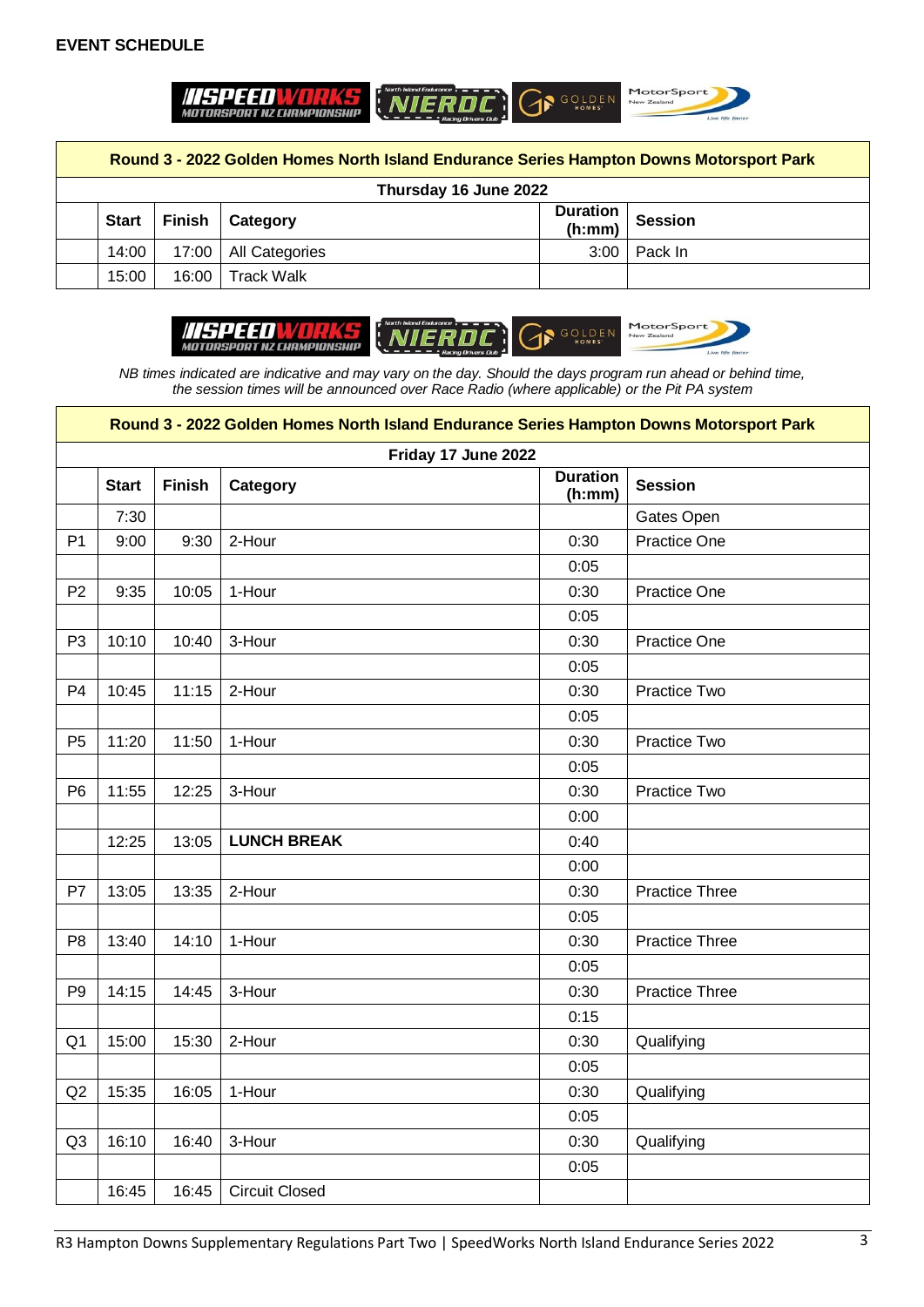## EVENT SCHEDULE

| | Start | Finish | Category | Duration (h:mm) | Session |
|---|---|---|---|---|---|
| **Round 3 - 2022 Golden Homes North Island Endurance Series Hampton Downs Motorsport Park** | | | | | |
| **Thursday 16 June 2022** | | | | | |
| | 14:00 | 17:00 | All Categories | 3:00 | Pack In |
| | 15:00 | 16:00 | Track Walk | | |

*NB times indicated are indicative and may vary on the day. Should the days program run ahead or behind time, the session times will be announced over Race Radio (where applicable) or the Pit PA system*

| | Start | Finish | Category | Duration (h:mm) | Session |
|---|---|---|---|---|---|
| **Round 3 - 2022 Golden Homes North Island Endurance Series Hampton Downs Motorsport Park** | | | | | |
| **Friday 17 June 2022** | | | | | |
| | 7:30 | | | | Gates Open |
| P1 | 9:00 | 9:30 | 2-Hour | 0:30 | Practice One |
| | | | | 0:05 | |
| P2 | 9:35 | 10:05 | 1-Hour | 0:30 | Practice One |
| | | | | 0:05 | |
| P3 | 10:10 | 10:40 | 3-Hour | 0:30 | Practice One |
| | | | | 0:05 | |
| P4 | 10:45 | 11:15 | 2-Hour | 0:30 | Practice Two |
| | | | | 0:05 | |
| P5 | 11:20 | 11:50 | 1-Hour | 0:30 | Practice Two |
| | | | | 0:05 | |
| P6 | 11:55 | 12:25 | 3-Hour | 0:30 | Practice Two |
| | | | | 0:00 | |
| | 12:25 | 13:05 | **LUNCH BREAK** | 0:40 | |
| | | | | 0:00 | |
| P7 | 13:05 | 13:35 | 2-Hour | 0:30 | Practice Three |
| | | | | 0:05 | |
| P8 | 13:40 | 14:10 | 1-Hour | 0:30 | Practice Three |
| | | | | 0:05 | |
| P9 | 14:15 | 14:45 | 3-Hour | 0:30 | Practice Three |
| | | | | 0:15 | |
| Q1 | 15:00 | 15:30 | 2-Hour | 0:30 | Qualifying |
| | | | | 0:05 | |
| Q2 | 15:35 | 16:05 | 1-Hour | 0:30 | Qualifying |
| | | | | 0:05 | |
| Q3 | 16:10 | 16:40 | 3-Hour | 0:30 | Qualifying |
| | | | | 0:05 | |
| | 16:45 | 16:45 | Circuit Closed | | |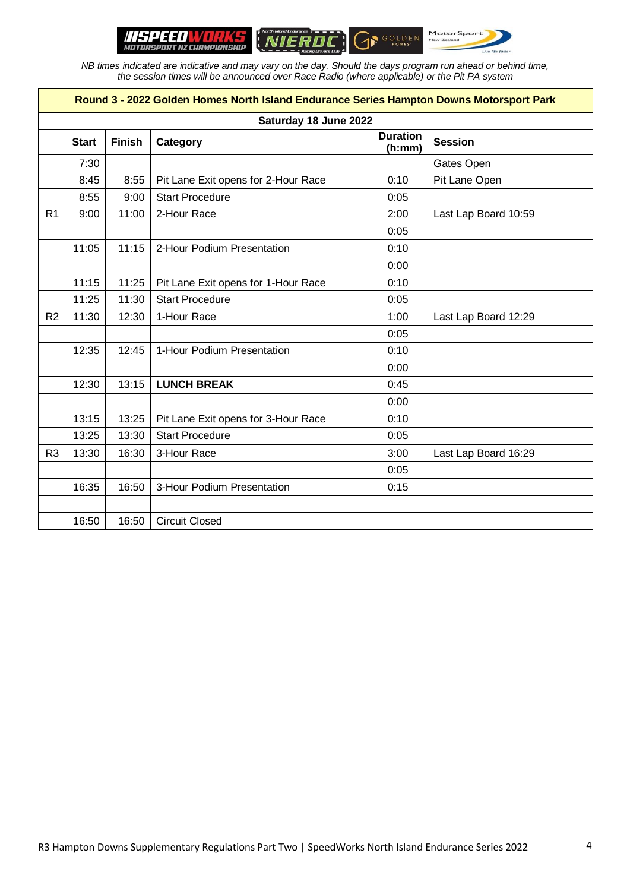*NB times indicated are indicative and may vary on the day. Should the days program run ahead or behind time, the session times will be announced over Race Radio (where applicable) or the Pit PA system*

| Round 3 - 2022 Golden Homes North Island Endurance Series Hampton Downs Motorsport Park | | | | | |
|---|---|---|---|---|---|
| **Saturday 18 June 2022** | | | | | |
| | **Start** | **Finish** | **Category** | **Duration (h:mm)** | **Session** |
| | 7:30 | | | | Gates Open |
| | 8:45 | 8:55 | Pit Lane Exit opens for 2-Hour Race | 0:10 | Pit Lane Open |
| | 8:55 | 9:00 | Start Procedure | 0:05 | |
| R1 | 9:00 | 11:00 | 2-Hour Race | 2:00 | Last Lap Board 10:59 |
| | | | | 0:05 | |
| | 11:05 | 11:15 | 2-Hour Podium Presentation | 0:10 | |
| | | | | 0:00 | |
| | 11:15 | 11:25 | Pit Lane Exit opens for 1-Hour Race | 0:10 | |
| | 11:25 | 11:30 | Start Procedure | 0:05 | |
| R2 | 11:30 | 12:30 | 1-Hour Race | 1:00 | Last Lap Board 12:29 |
| | | | | 0:05 | |
| | 12:35 | 12:45 | 1-Hour Podium Presentation | 0:10 | |
| | | | | 0:00 | |
| | 12:30 | 13:15 | **LUNCH BREAK** | 0:45 | |
| | | | | 0:00 | |
| | 13:15 | 13:25 | Pit Lane Exit opens for 3-Hour Race | 0:10 | |
| | 13:25 | 13:30 | Start Procedure | 0:05 | |
| R3 | 13:30 | 16:30 | 3-Hour Race | 3:00 | Last Lap Board 16:29 |
| | | | | 0:05 | |
| | 16:35 | 16:50 | 3-Hour Podium Presentation | 0:15 | |
| | | | | | |
| | 16:50 | 16:50 | Circuit Closed | | |